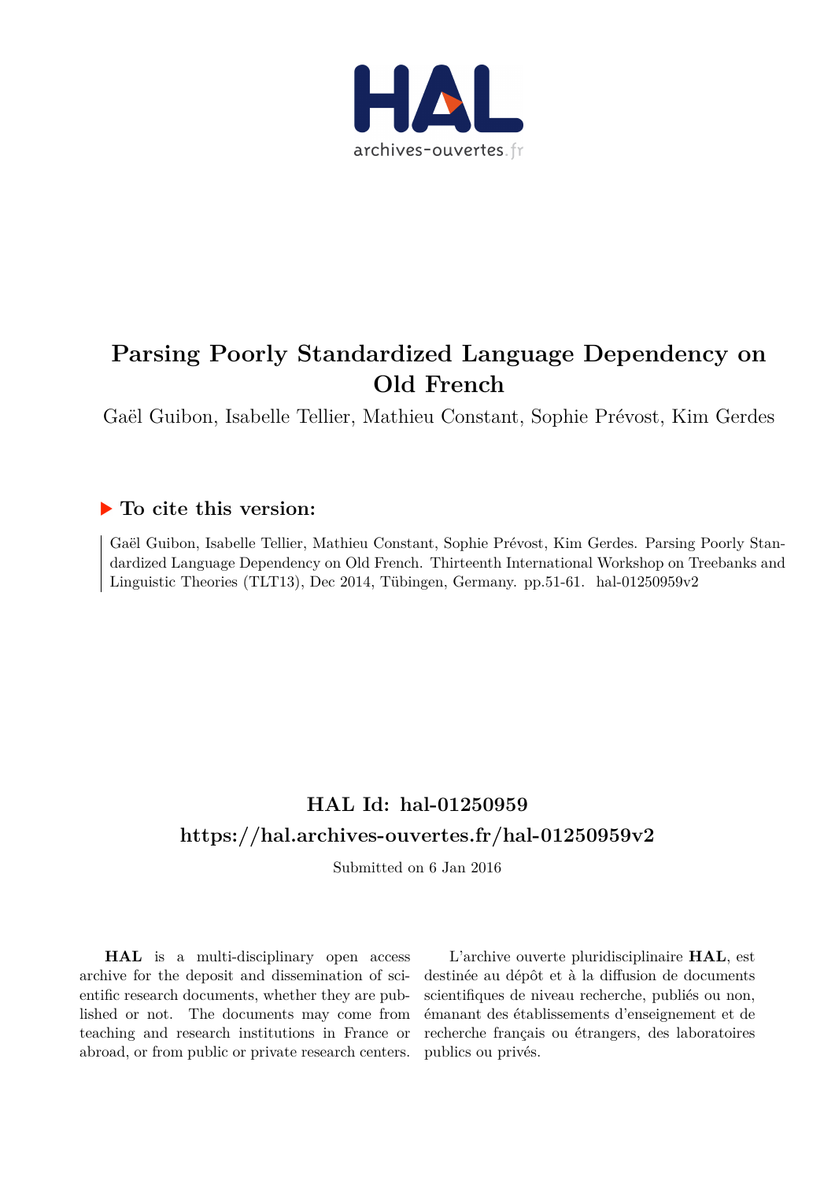# Parsing Poorly Standardized Language Dependency on Old French

Gaël Guibon, Isabelle Tellier, Mathieu Constant, Sophie Prévost, Kim Gerdes

## ▶ To cite this version:

Gaël Guibon, Isabelle Tellier, Mathieu Constant, Sophie Prévost, Kim Gerdes. Parsing Poorly Standardized Language Dependency on Old French. Thirteenth International Workshop on Treebanks and Linguistic Theories (TLT13), Dec 2014, Tübingen, Germany. pp.51-61. hal-01250959v2

## HAL Id: hal-01250959

## https://hal.archives-ouvertes.fr/hal-01250959v2

Submitted on 6 Jan 2016

**HAL** is a multi-disciplinary open access archive for the deposit and dissemination of scientific research documents, whether they are published or not. The documents may come from teaching and research institutions in France or abroad, or from public or private research centers.

L'archive ouverte pluridisciplinaire **HAL**, est destinée au dépôt et à la diffusion de documents scientifiques de niveau recherche, publiés ou non, émanant des établissements d'enseignement et de recherche français ou étrangers, des laboratoires publics ou privés.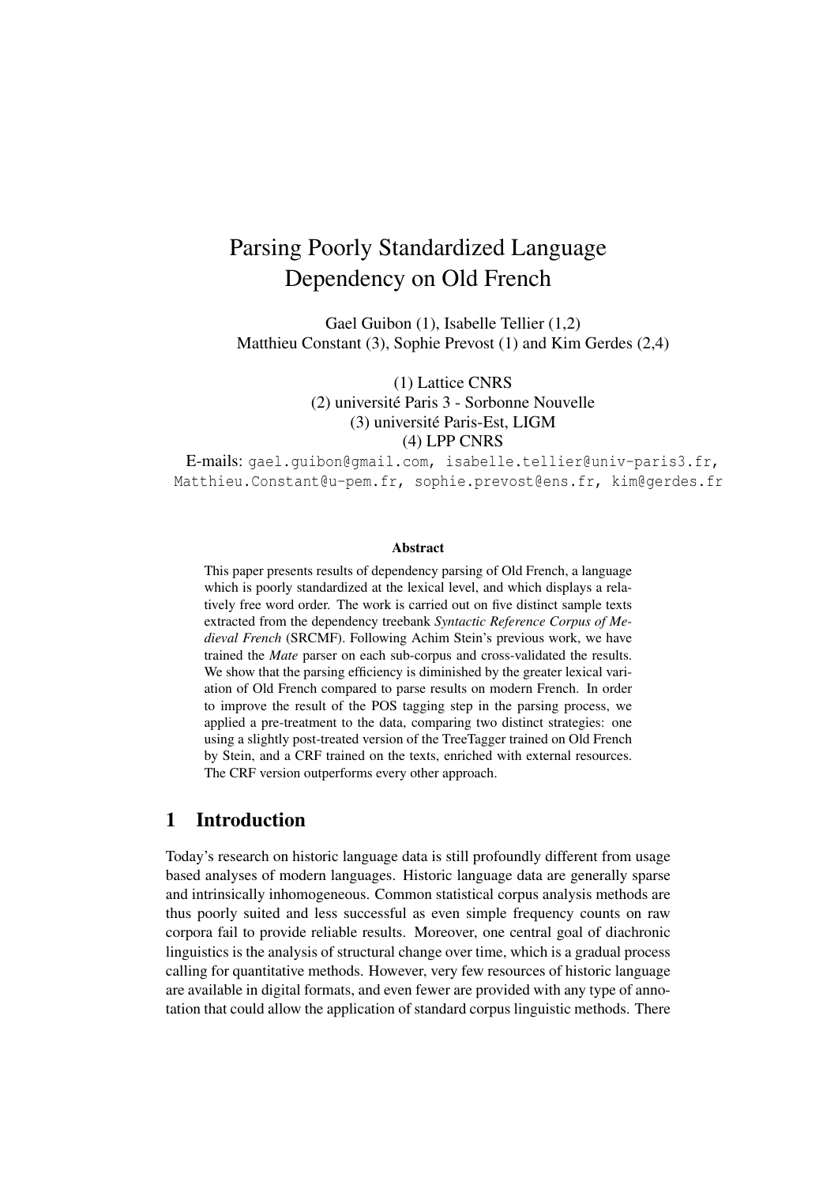# Parsing Poorly Standardized Language Dependency on Old French

Gael Guibon (1), Isabelle Tellier (1,2)
Matthieu Constant (3), Sophie Prevost (1) and Kim Gerdes (2,4)

(1) Lattice CNRS
(2) université Paris 3 - Sorbonne Nouvelle
(3) université Paris-Est, LIGM
(4) LPP CNRS

E-mails: gael.guibon@gmail.com, isabelle.tellier@univ-paris3.fr, Matthieu.Constant@u-pem.fr, sophie.prevost@ens.fr, kim@gerdes.fr

**Abstract**

This paper presents results of dependency parsing of Old French, a language which is poorly standardized at the lexical level, and which displays a relatively free word order. The work is carried out on five distinct sample texts extracted from the dependency treebank *Syntactic Reference Corpus of Medieval French* (SRCMF). Following Achim Stein's previous work, we have trained the *Mate* parser on each sub-corpus and cross-validated the results. We show that the parsing efficiency is diminished by the greater lexical variation of Old French compared to parse results on modern French. In order to improve the result of the POS tagging step in the parsing process, we applied a pre-treatment to the data, comparing two distinct strategies: one using a slightly post-treated version of the TreeTagger trained on Old French by Stein, and a CRF trained on the texts, enriched with external resources. The CRF version outperforms every other approach.

## 1 Introduction

Today's research on historic language data is still profoundly different from usage based analyses of modern languages. Historic language data are generally sparse and intrinsically inhomogeneous. Common statistical corpus analysis methods are thus poorly suited and less successful as even simple frequency counts on raw corpora fail to provide reliable results. Moreover, one central goal of diachronic linguistics is the analysis of structural change over time, which is a gradual process calling for quantitative methods. However, very few resources of historic language are available in digital formats, and even fewer are provided with any type of annotation that could allow the application of standard corpus linguistic methods. There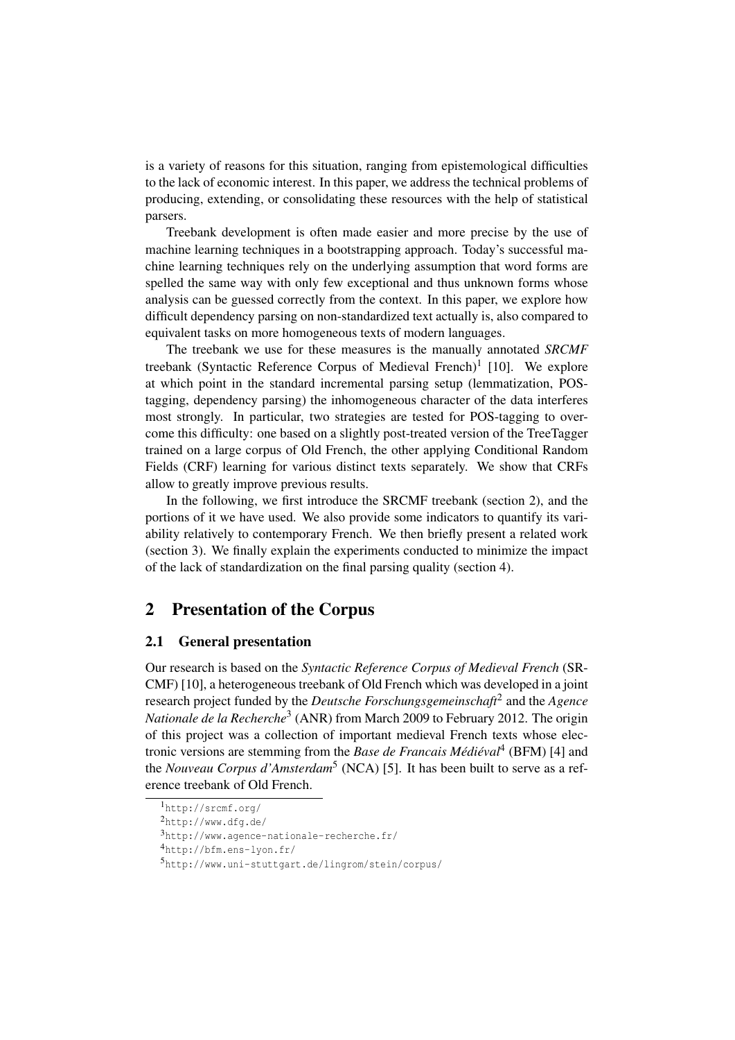is a variety of reasons for this situation, ranging from epistemological difficulties to the lack of economic interest. In this paper, we address the technical problems of producing, extending, or consolidating these resources with the help of statistical parsers.

Treebank development is often made easier and more precise by the use of machine learning techniques in a bootstrapping approach. Today's successful machine learning techniques rely on the underlying assumption that word forms are spelled the same way with only few exceptional and thus unknown forms whose analysis can be guessed correctly from the context. In this paper, we explore how difficult dependency parsing on non-standardized text actually is, also compared to equivalent tasks on more homogeneous texts of modern languages.

The treebank we use for these measures is the manually annotated *SRCMF* treebank (Syntactic Reference Corpus of Medieval French)[1] [10]. We explore at which point in the standard incremental parsing setup (lemmatization, POS-tagging, dependency parsing) the inhomogeneous character of the data interferes most strongly. In particular, two strategies are tested for POS-tagging to overcome this difficulty: one based on a slightly post-treated version of the TreeTagger trained on a large corpus of Old French, the other applying Conditional Random Fields (CRF) learning for various distinct texts separately. We show that CRFs allow to greatly improve previous results.

In the following, we first introduce the SRCMF treebank (section 2), and the portions of it we have used. We also provide some indicators to quantify its variability relatively to contemporary French. We then briefly present a related work (section 3). We finally explain the experiments conducted to minimize the impact of the lack of standardization on the final parsing quality (section 4).

# 2 Presentation of the Corpus

## 2.1 General presentation

Our research is based on the *Syntactic Reference Corpus of Medieval French* (SRCMF) [10], a heterogeneous treebank of Old French which was developed in a joint research project funded by the *Deutsche Forschungsgemeinschaft*[2] and the *Agence Nationale de la Recherche*[3] (ANR) from March 2009 to February 2012. The origin of this project was a collection of important medieval French texts whose electronic versions are stemming from the *Base de Francais Médiéval*[4] (BFM) [4] and the *Nouveau Corpus d'Amsterdam*[5] (NCA) [5]. It has been built to serve as a reference treebank of Old French.

[1] http://srcmf.org/

[2] http://www.dfg.de/

[3] http://www.agence-nationale-recherche.fr/

[4] http://bfm.ens-lyon.fr/

[5] http://www.uni-stuttgart.de/lingrom/stein/corpus/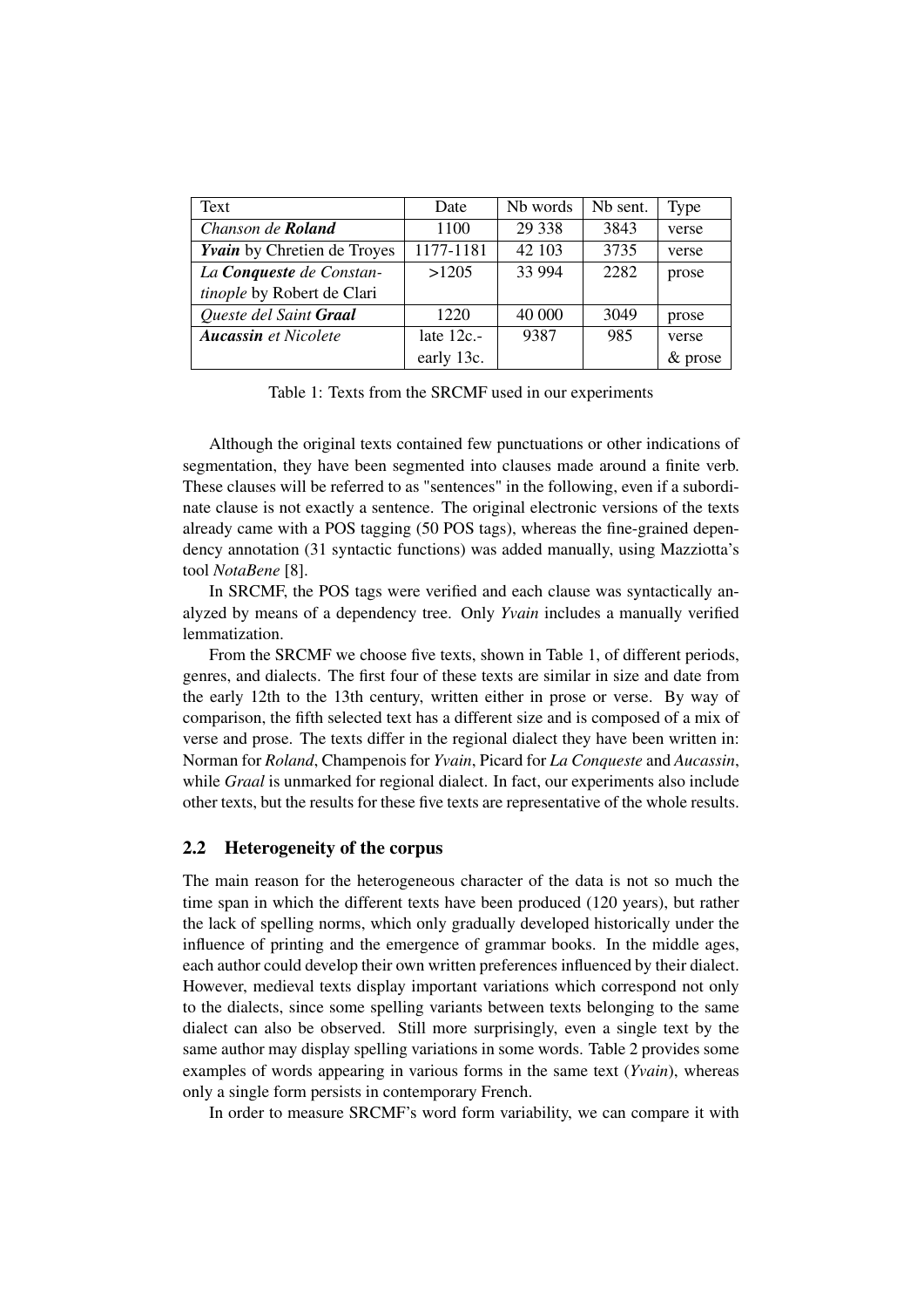| Text | Date | Nb words | Nb sent. | Type |
|---|---|---|---|---|
| *Chanson de* ***Roland*** | 1100 | 29 338 | 3843 | verse |
| ***Yvain*** by Chretien de Troyes | 1177-1181 | 42 103 | 3735 | verse |
| *La* ***Conqueste*** *de Constantinople* by Robert de Clari | >1205 | 33 994 | 2282 | prose |
| *Queste del Saint* ***Graal*** | 1220 | 40 000 | 3049 | prose |
| ***Aucassin*** *et Nicolete* | late 12c.-early 13c. | 9387 | 985 | verse & prose |

Table 1: Texts from the SRCMF used in our experiments

Although the original texts contained few punctuations or other indications of segmentation, they have been segmented into clauses made around a finite verb. These clauses will be referred to as "sentences" in the following, even if a subordinate clause is not exactly a sentence. The original electronic versions of the texts already came with a POS tagging (50 POS tags), whereas the fine-grained dependency annotation (31 syntactic functions) was added manually, using Mazziotta's tool *NotaBene* [8].

In SRCMF, the POS tags were verified and each clause was syntactically analyzed by means of a dependency tree. Only *Yvain* includes a manually verified lemmatization.

From the SRCMF we choose five texts, shown in Table 1, of different periods, genres, and dialects. The first four of these texts are similar in size and date from the early 12th to the 13th century, written either in prose or verse. By way of comparison, the fifth selected text has a different size and is composed of a mix of verse and prose. The texts differ in the regional dialect they have been written in: Norman for *Roland*, Champenois for *Yvain*, Picard for *La Conqueste* and *Aucassin*, while *Graal* is unmarked for regional dialect. In fact, our experiments also include other texts, but the results for these five texts are representative of the whole results.

## 2.2 Heterogeneity of the corpus

The main reason for the heterogeneous character of the data is not so much the time span in which the different texts have been produced (120 years), but rather the lack of spelling norms, which only gradually developed historically under the influence of printing and the emergence of grammar books. In the middle ages, each author could develop their own written preferences influenced by their dialect. However, medieval texts display important variations which correspond not only to the dialects, since some spelling variants between texts belonging to the same dialect can also be observed. Still more surprisingly, even a single text by the same author may display spelling variations in some words. Table 2 provides some examples of words appearing in various forms in the same text (*Yvain*), whereas only a single form persists in contemporary French.

In order to measure SRCMF's word form variability, we can compare it with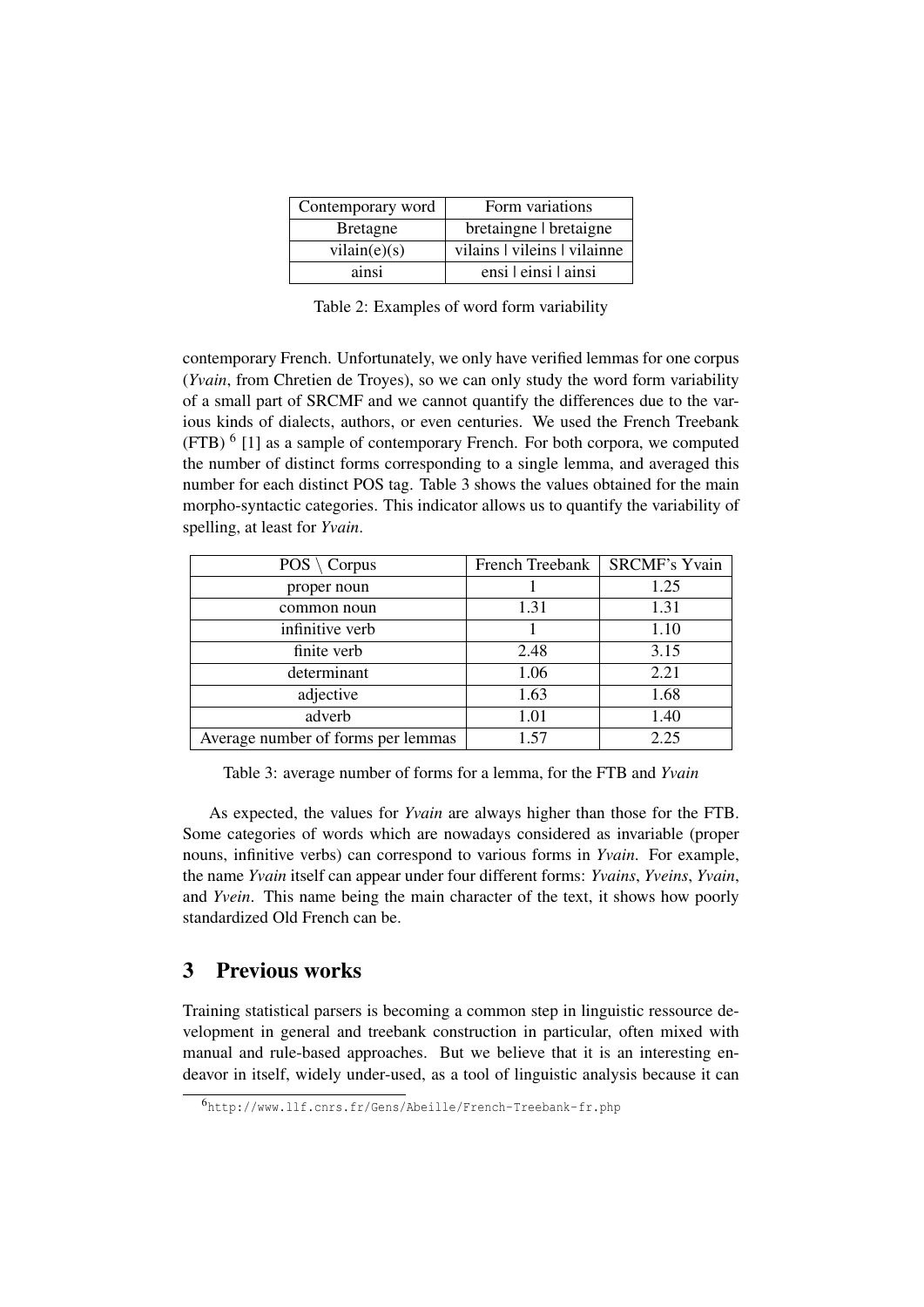| Contemporary word | Form variations |
| --- | --- |
| Bretagne | bretaingne ǀ bretaigne |
| vilain(e)(s) | vilains ǀ vileins ǀ vilainne |
| ainsi | ensi ǀ einsi ǀ ainsi |

Table 2: Examples of word form variability

contemporary French. Unfortunately, we only have verified lemmas for one corpus (*Yvain*, from Chretien de Troyes), so we can only study the word form variability of a small part of SRCMF and we cannot quantify the differences due to the various kinds of dialects, authors, or even centuries. We used the French Treebank (FTB) [6] [1] as a sample of contemporary French. For both corpora, we computed the number of distinct forms corresponding to a single lemma, and averaged this number for each distinct POS tag. Table 3 shows the values obtained for the main morpho-syntactic categories. This indicator allows us to quantify the variability of spelling, at least for *Yvain*.

| POS \ Corpus | French Treebank | SRCMF's Yvain |
| --- | --- | --- |
| proper noun | 1 | 1.25 |
| common noun | 1.31 | 1.31 |
| infinitive verb | 1 | 1.10 |
| finite verb | 2.48 | 3.15 |
| determinant | 1.06 | 2.21 |
| adjective | 1.63 | 1.68 |
| adverb | 1.01 | 1.40 |
| Average number of forms per lemmas | 1.57 | 2.25 |

Table 3: average number of forms for a lemma, for the FTB and *Yvain*

As expected, the values for *Yvain* are always higher than those for the FTB. Some categories of words which are nowadays considered as invariable (proper nouns, infinitive verbs) can correspond to various forms in *Yvain*. For example, the name *Yvain* itself can appear under four different forms: *Yvains*, *Yveins*, *Yvain*, and *Yvein*. This name being the main character of the text, it shows how poorly standardized Old French can be.

## 3 Previous works

Training statistical parsers is becoming a common step in linguistic ressource development in general and treebank construction in particular, often mixed with manual and rule-based approaches. But we believe that it is an interesting endeavor in itself, widely under-used, as a tool of linguistic analysis because it can

[6] http://www.llf.cnrs.fr/Gens/Abeille/French-Treebank-fr.php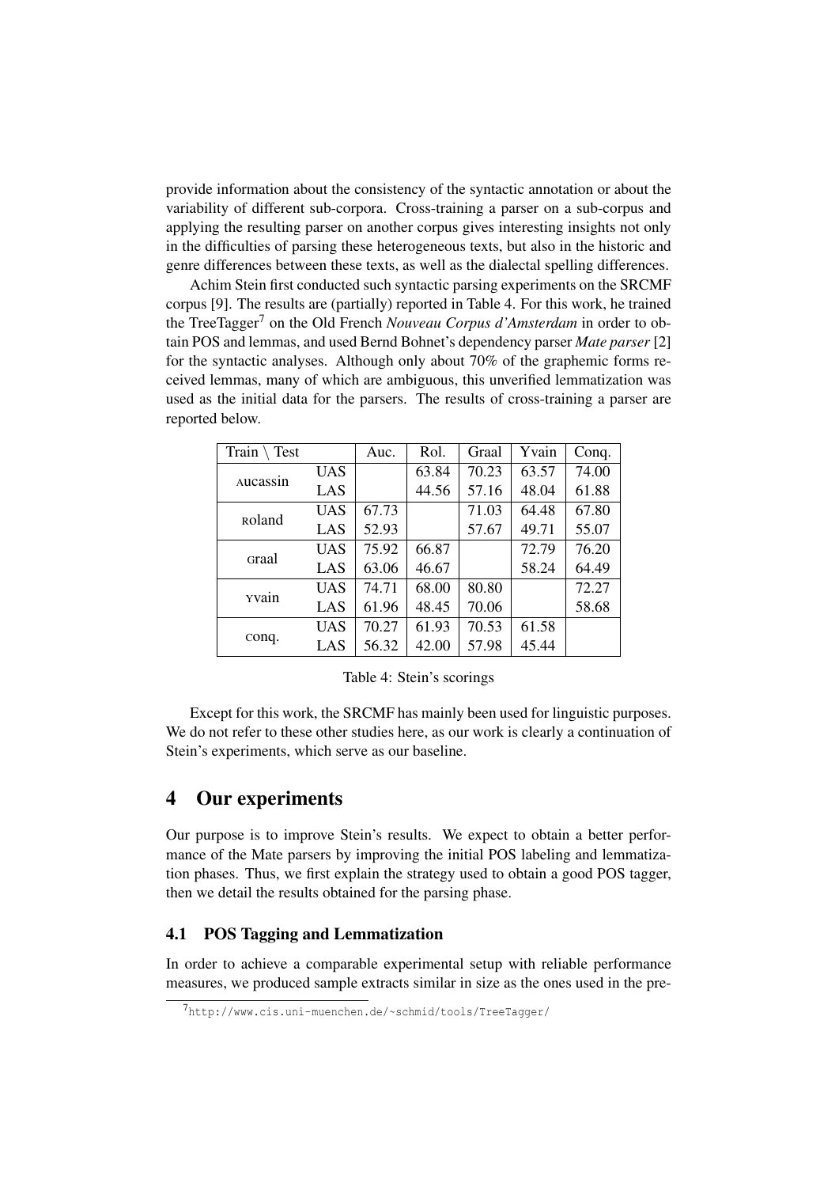provide information about the consistency of the syntactic annotation or about the variability of different sub-corpora. Cross-training a parser on a sub-corpus and applying the resulting parser on another corpus gives interesting insights not only in the difficulties of parsing these heterogeneous texts, but also in the historic and genre differences between these texts, as well as the dialectal spelling differences.

Achim Stein first conducted such syntactic parsing experiments on the SRCMF corpus [9]. The results are (partially) reported in Table 4. For this work, he trained the TreeTagger[7] on the Old French *Nouveau Corpus d'Amsterdam* in order to obtain POS and lemmas, and used Bernd Bohnet's dependency parser *Mate parser* [2] for the syntactic analyses. Although only about 70% of the graphemic forms received lemmas, many of which are ambiguous, this unverified lemmatization was used as the initial data for the parsers. The results of cross-training a parser are reported below.

| Train \ Test | | Auc. | Rol. | Graal | Yvain | Conq. |
|---|---|---|---|---|---|---|
| Aucassin | UAS | | 63.84 | 70.23 | 63.57 | 74.00 |
| | LAS | | 44.56 | 57.16 | 48.04 | 61.88 |
| Roland | UAS | 67.73 | | 71.03 | 64.48 | 67.80 |
| | LAS | 52.93 | | 57.67 | 49.71 | 55.07 |
| Graal | UAS | 75.92 | 66.87 | | 72.79 | 76.20 |
| | LAS | 63.06 | 46.67 | | 58.24 | 64.49 |
| Yvain | UAS | 74.71 | 68.00 | 80.80 | | 72.27 |
| | LAS | 61.96 | 48.45 | 70.06 | | 58.68 |
| Conq. | UAS | 70.27 | 61.93 | 70.53 | 61.58 | |
| | LAS | 56.32 | 42.00 | 57.98 | 45.44 | |

Table 4: Stein's scorings

Except for this work, the SRCMF has mainly been used for linguistic purposes. We do not refer to these other studies here, as our work is clearly a continuation of Stein's experiments, which serve as our baseline.

# 4 Our experiments

Our purpose is to improve Stein's results. We expect to obtain a better performance of the Mate parsers by improving the initial POS labeling and lemmatization phases. Thus, we first explain the strategy used to obtain a good POS tagger, then we detail the results obtained for the parsing phase.

## 4.1 POS Tagging and Lemmatization

In order to achieve a comparable experimental setup with reliable performance measures, we produced sample extracts similar in size as the ones used in the pre-

[7] http://www.cis.uni-muenchen.de/~schmid/tools/TreeTagger/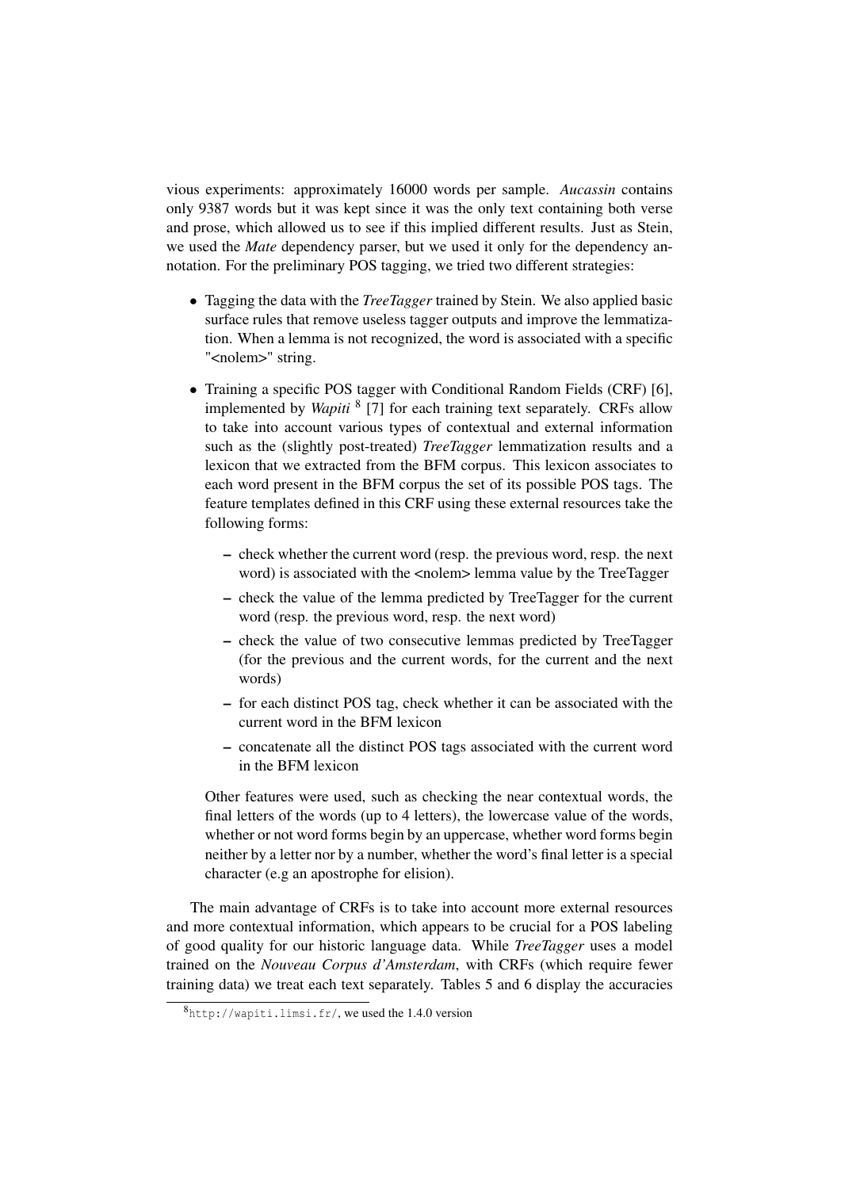vious experiments: approximately 16000 words per sample. *Aucassin* contains only 9387 words but it was kept since it was the only text containing both verse and prose, which allowed us to see if this implied different results. Just as Stein, we used the *Mate* dependency parser, but we used it only for the dependency annotation. For the preliminary POS tagging, we tried two different strategies:

- Tagging the data with the *TreeTagger* trained by Stein. We also applied basic surface rules that remove useless tagger outputs and improve the lemmatization. When a lemma is not recognized, the word is associated with a specific "<nolem>" string.
- Training a specific POS tagger with Conditional Random Fields (CRF) [6], implemented by *Wapiti* [8] [7] for each training text separately. CRFs allow to take into account various types of contextual and external information such as the (slightly post-treated) *TreeTagger* lemmatization results and a lexicon that we extracted from the BFM corpus. This lexicon associates to each word present in the BFM corpus the set of its possible POS tags. The feature templates defined in this CRF using these external resources take the following forms:
  - check whether the current word (resp. the previous word, resp. the next word) is associated with the <nolem> lemma value by the TreeTagger
  - check the value of the lemma predicted by TreeTagger for the current word (resp. the previous word, resp. the next word)
  - check the value of two consecutive lemmas predicted by TreeTagger (for the previous and the current words, for the current and the next words)
  - for each distinct POS tag, check whether it can be associated with the current word in the BFM lexicon
  - concatenate all the distinct POS tags associated with the current word in the BFM lexicon

  Other features were used, such as checking the near contextual words, the final letters of the words (up to 4 letters), the lowercase value of the words, whether or not word forms begin by an uppercase, whether word forms begin neither by a letter nor by a number, whether the word's final letter is a special character (e.g an apostrophe for elision).

The main advantage of CRFs is to take into account more external resources and more contextual information, which appears to be crucial for a POS labeling of good quality for our historic language data. While *TreeTagger* uses a model trained on the *Nouveau Corpus d'Amsterdam*, with CRFs (which require fewer training data) we treat each text separately. Tables 5 and 6 display the accuracies

[8] http://wapiti.limsi.fr/, we used the 1.4.0 version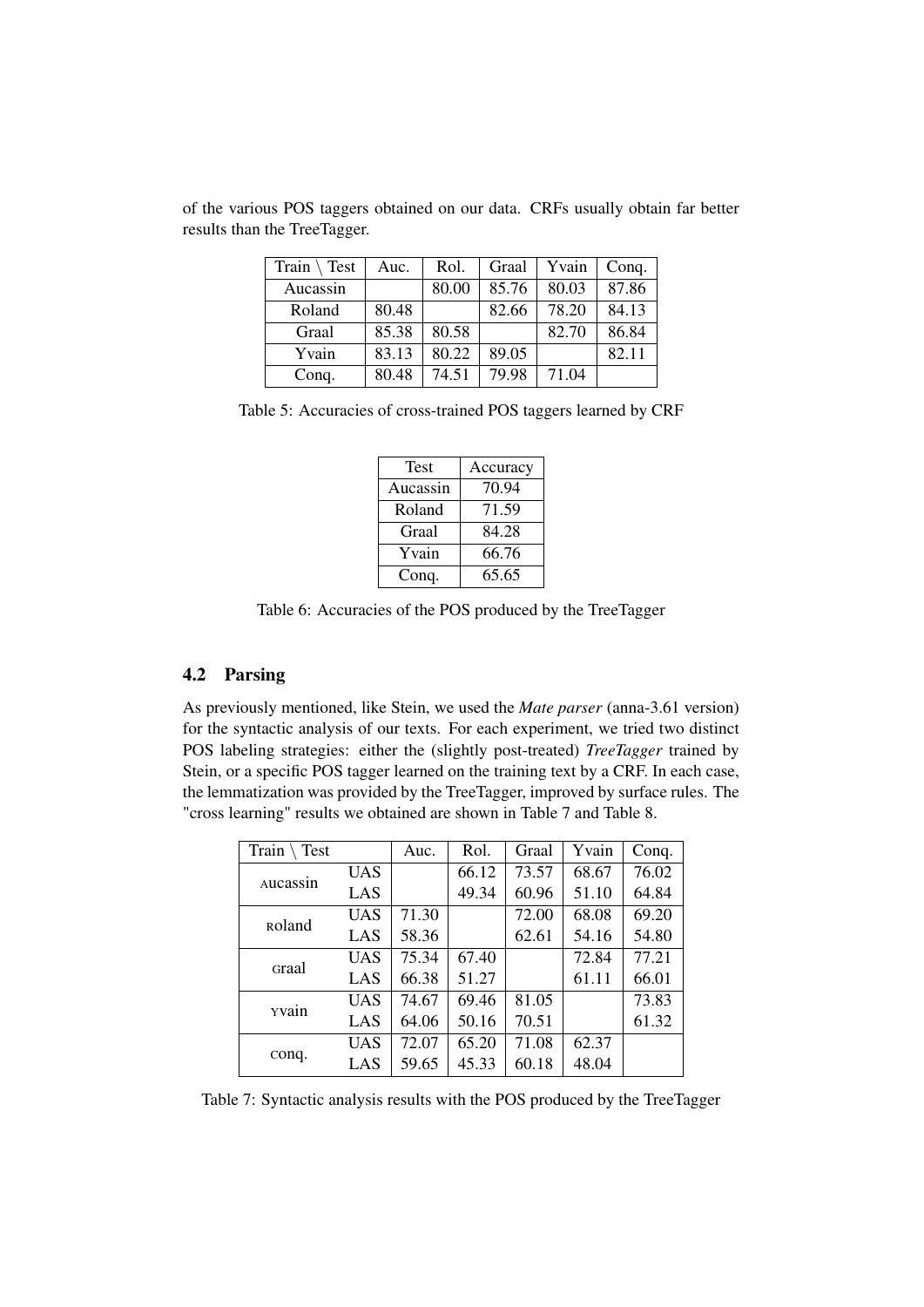of the various POS taggers obtained on our data. CRFs usually obtain far better results than the TreeTagger.

| Train \ Test | Auc. | Rol. | Graal | Yvain | Conq. |
|---|---|---|---|---|---|
| Aucassin | | 80.00 | 85.76 | 80.03 | 87.86 |
| Roland | 80.48 | | 82.66 | 78.20 | 84.13 |
| Graal | 85.38 | 80.58 | | 82.70 | 86.84 |
| Yvain | 83.13 | 80.22 | 89.05 | | 82.11 |
| Conq. | 80.48 | 74.51 | 79.98 | 71.04 | |

Table 5: Accuracies of cross-trained POS taggers learned by CRF

| Test | Accuracy |
|---|---|
| Aucassin | 70.94 |
| Roland | 71.59 |
| Graal | 84.28 |
| Yvain | 66.76 |
| Conq. | 65.65 |

Table 6: Accuracies of the POS produced by the TreeTagger

## 4.2 Parsing

As previously mentioned, like Stein, we used the *Mate parser* (anna-3.61 version) for the syntactic analysis of our texts. For each experiment, we tried two distinct POS labeling strategies: either the (slightly post-treated) *TreeTagger* trained by Stein, or a specific POS tagger learned on the training text by a CRF. In each case, the lemmatization was provided by the TreeTagger, improved by surface rules. The "cross learning" results we obtained are shown in Table 7 and Table 8.

| Train \ Test | | Auc. | Rol. | Graal | Yvain | Conq. |
|---|---|---|---|---|---|---|
| Aucassin | UAS | | 66.12 | 73.57 | 68.67 | 76.02 |
| | LAS | | 49.34 | 60.96 | 51.10 | 64.84 |
| Roland | UAS | 71.30 | | 72.00 | 68.08 | 69.20 |
| | LAS | 58.36 | | 62.61 | 54.16 | 54.80 |
| Graal | UAS | 75.34 | 67.40 | | 72.84 | 77.21 |
| | LAS | 66.38 | 51.27 | | 61.11 | 66.01 |
| Yvain | UAS | 74.67 | 69.46 | 81.05 | | 73.83 |
| | LAS | 64.06 | 50.16 | 70.51 | | 61.32 |
| Conq. | UAS | 72.07 | 65.20 | 71.08 | 62.37 | |
| | LAS | 59.65 | 45.33 | 60.18 | 48.04 | |

Table 7: Syntactic analysis results with the POS produced by the TreeTagger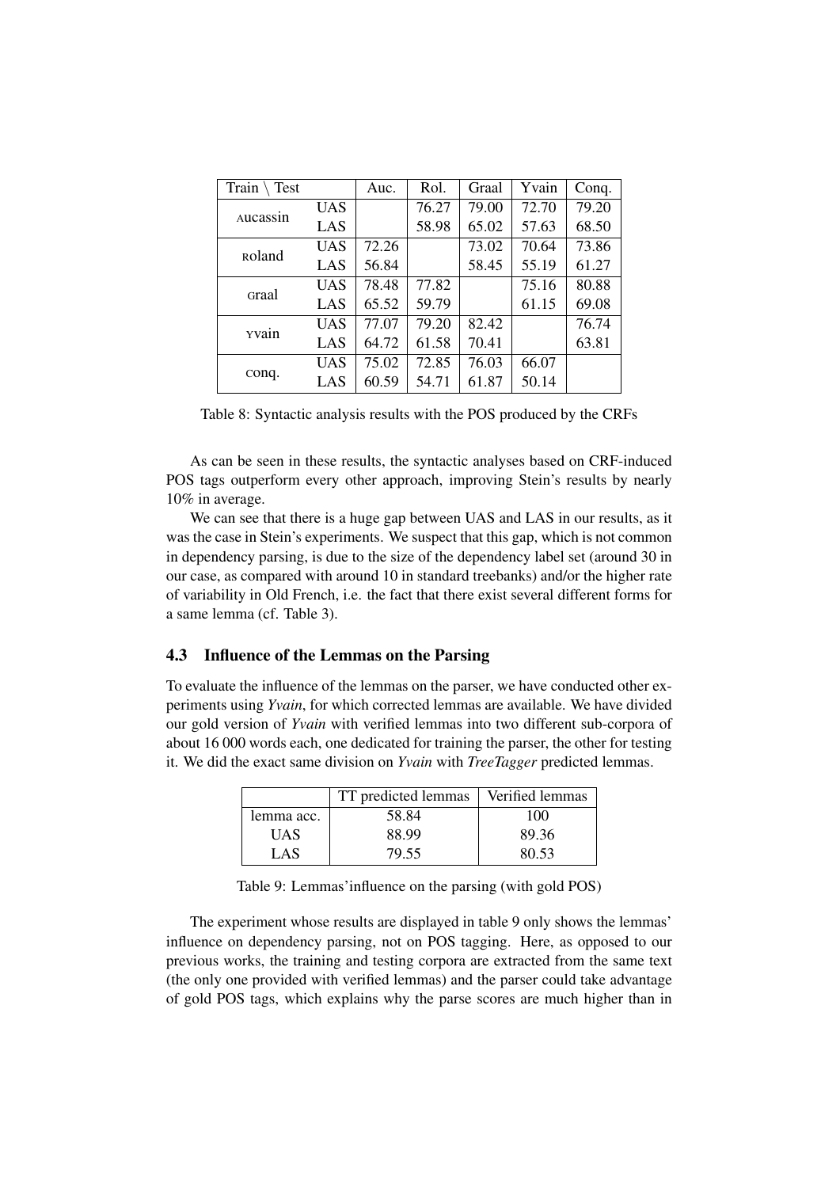| Train \ Test | | Auc. | Rol. | Graal | Yvain | Conq. |
|---|---|---|---|---|---|---|
| Aucassin | UAS | | 76.27 | 79.00 | 72.70 | 79.20 |
| | LAS | | 58.98 | 65.02 | 57.63 | 68.50 |
| Roland | UAS | 72.26 | | 73.02 | 70.64 | 73.86 |
| | LAS | 56.84 | | 58.45 | 55.19 | 61.27 |
| Graal | UAS | 78.48 | 77.82 | | 75.16 | 80.88 |
| | LAS | 65.52 | 59.79 | | 61.15 | 69.08 |
| Yvain | UAS | 77.07 | 79.20 | 82.42 | | 76.74 |
| | LAS | 64.72 | 61.58 | 70.41 | | 63.81 |
| Conq. | UAS | 75.02 | 72.85 | 76.03 | 66.07 | |
| | LAS | 60.59 | 54.71 | 61.87 | 50.14 | |

Table 8: Syntactic analysis results with the POS produced by the CRFs

As can be seen in these results, the syntactic analyses based on CRF-induced POS tags outperform every other approach, improving Stein's results by nearly 10% in average.

We can see that there is a huge gap between UAS and LAS in our results, as it was the case in Stein's experiments. We suspect that this gap, which is not common in dependency parsing, is due to the size of the dependency label set (around 30 in our case, as compared with around 10 in standard treebanks) and/or the higher rate of variability in Old French, i.e. the fact that there exist several different forms for a same lemma (cf. Table 3).

### 4.3 Influence of the Lemmas on the Parsing

To evaluate the influence of the lemmas on the parser, we have conducted other experiments using *Yvain*, for which corrected lemmas are available. We have divided our gold version of *Yvain* with verified lemmas into two different sub-corpora of about 16 000 words each, one dedicated for training the parser, the other for testing it. We did the exact same division on *Yvain* with *TreeTagger* predicted lemmas.

| | TT predicted lemmas | Verified lemmas |
|---|---|---|
| lemma acc. | 58.84 | 100 |
| UAS | 88.99 | 89.36 |
| LAS | 79.55 | 80.53 |

Table 9: Lemmas'influence on the parsing (with gold POS)

The experiment whose results are displayed in table 9 only shows the lemmas' influence on dependency parsing, not on POS tagging. Here, as opposed to our previous works, the training and testing corpora are extracted from the same text (the only one provided with verified lemmas) and the parser could take advantage of gold POS tags, which explains why the parse scores are much higher than in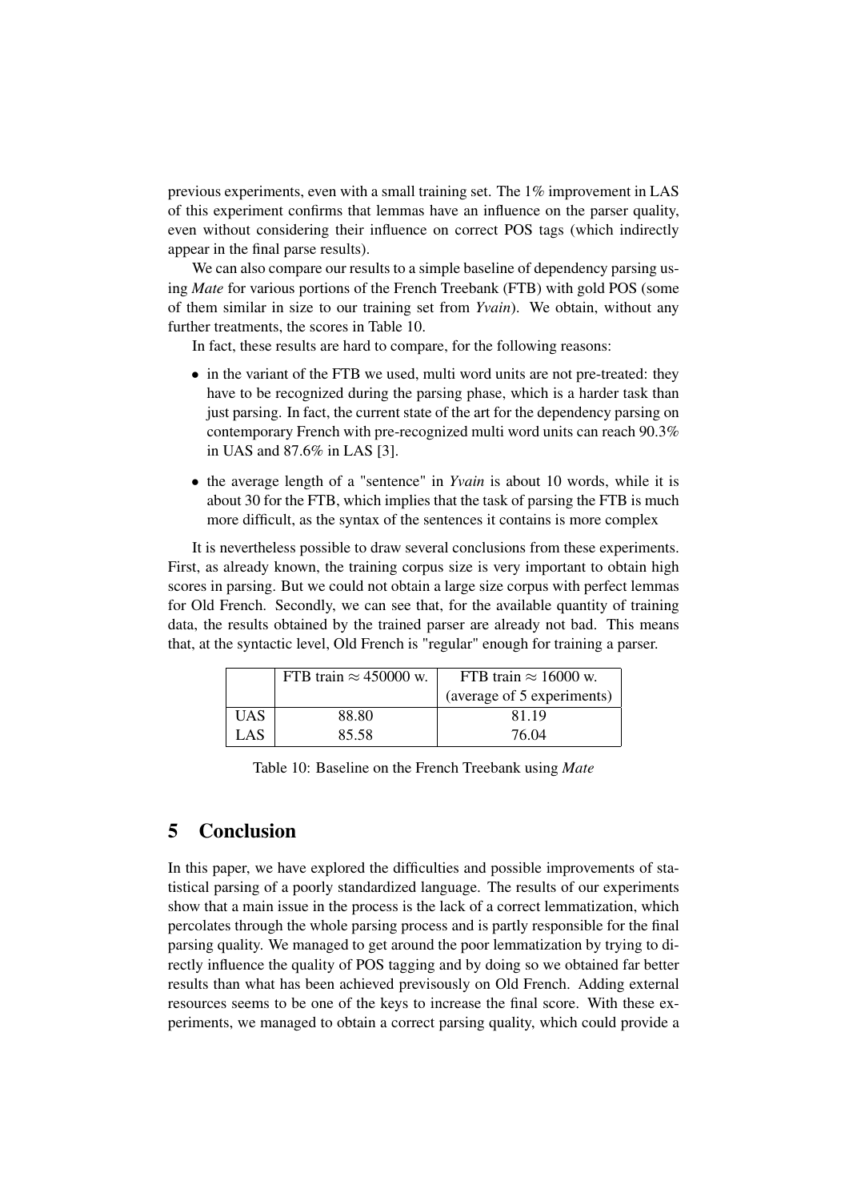previous experiments, even with a small training set. The 1% improvement in LAS of this experiment confirms that lemmas have an influence on the parser quality, even without considering their influence on correct POS tags (which indirectly appear in the final parse results).

We can also compare our results to a simple baseline of dependency parsing using *Mate* for various portions of the French Treebank (FTB) with gold POS (some of them similar in size to our training set from *Yvain*). We obtain, without any further treatments, the scores in Table 10.

In fact, these results are hard to compare, for the following reasons:

- in the variant of the FTB we used, multi word units are not pre-treated: they have to be recognized during the parsing phase, which is a harder task than just parsing. In fact, the current state of the art for the dependency parsing on contemporary French with pre-recognized multi word units can reach 90.3% in UAS and 87.6% in LAS [3].
- the average length of a "sentence" in *Yvain* is about 10 words, while it is about 30 for the FTB, which implies that the task of parsing the FTB is much more difficult, as the syntax of the sentences it contains is more complex

It is nevertheless possible to draw several conclusions from these experiments. First, as already known, the training corpus size is very important to obtain high scores in parsing. But we could not obtain a large size corpus with perfect lemmas for Old French. Secondly, we can see that, for the available quantity of training data, the results obtained by the trained parser are already not bad. This means that, at the syntactic level, Old French is "regular" enough for training a parser.

| | FTB train $\approx$ 450000 w. | FTB train $\approx$ 16000 w. (average of 5 experiments) |
|---|---|---|
| UAS | 88.80 | 81.19 |
| LAS | 85.58 | 76.04 |

Table 10: Baseline on the French Treebank using *Mate*

## 5 Conclusion

In this paper, we have explored the difficulties and possible improvements of statistical parsing of a poorly standardized language. The results of our experiments show that a main issue in the process is the lack of a correct lemmatization, which percolates through the whole parsing process and is partly responsible for the final parsing quality. We managed to get around the poor lemmatization by trying to directly influence the quality of POS tagging and by doing so we obtained far better results than what has been achieved previsously on Old French. Adding external resources seems to be one of the keys to increase the final score. With these experiments, we managed to obtain a correct parsing quality, which could provide a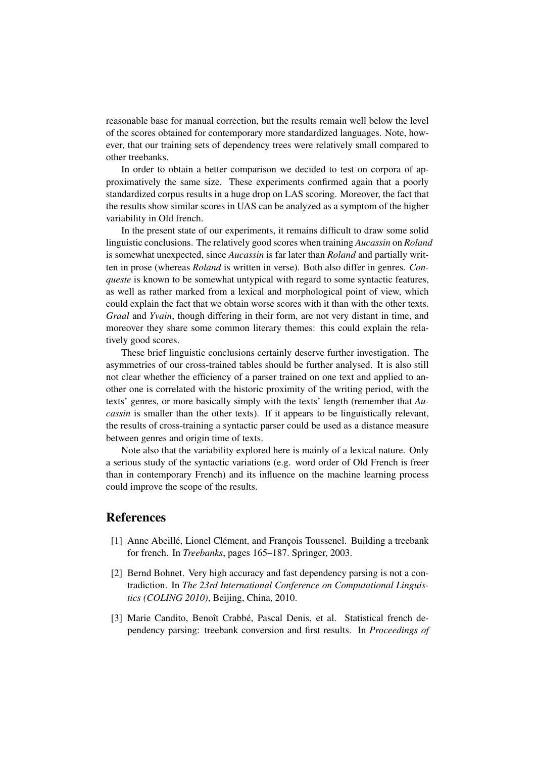reasonable base for manual correction, but the results remain well below the level of the scores obtained for contemporary more standardized languages. Note, however, that our training sets of dependency trees were relatively small compared to other treebanks.

In order to obtain a better comparison we decided to test on corpora of approximatively the same size. These experiments confirmed again that a poorly standardized corpus results in a huge drop on LAS scoring. Moreover, the fact that the results show similar scores in UAS can be analyzed as a symptom of the higher variability in Old french.

In the present state of our experiments, it remains difficult to draw some solid linguistic conclusions. The relatively good scores when training *Aucassin* on *Roland* is somewhat unexpected, since *Aucassin* is far later than *Roland* and partially written in prose (whereas *Roland* is written in verse). Both also differ in genres. *Conqueste* is known to be somewhat untypical with regard to some syntactic features, as well as rather marked from a lexical and morphological point of view, which could explain the fact that we obtain worse scores with it than with the other texts. *Graal* and *Yvain*, though differing in their form, are not very distant in time, and moreover they share some common literary themes: this could explain the relatively good scores.

These brief linguistic conclusions certainly deserve further investigation. The asymmetries of our cross-trained tables should be further analysed. It is also still not clear whether the efficiency of a parser trained on one text and applied to another one is correlated with the historic proximity of the writing period, with the texts' genres, or more basically simply with the texts' length (remember that *Aucassin* is smaller than the other texts). If it appears to be linguistically relevant, the results of cross-training a syntactic parser could be used as a distance measure between genres and origin time of texts.

Note also that the variability explored here is mainly of a lexical nature. Only a serious study of the syntactic variations (e.g. word order of Old French is freer than in contemporary French) and its influence on the machine learning process could improve the scope of the results.

## References

[1] Anne Abeillé, Lionel Clément, and François Toussenel. Building a treebank for french. In *Treebanks*, pages 165–187. Springer, 2003.

[2] Bernd Bohnet. Very high accuracy and fast dependency parsing is not a contradiction. In *The 23rd International Conference on Computational Linguistics (COLING 2010)*, Beijing, China, 2010.

[3] Marie Candito, Benoît Crabbé, Pascal Denis, et al. Statistical french dependency parsing: treebank conversion and first results. In *Proceedings of*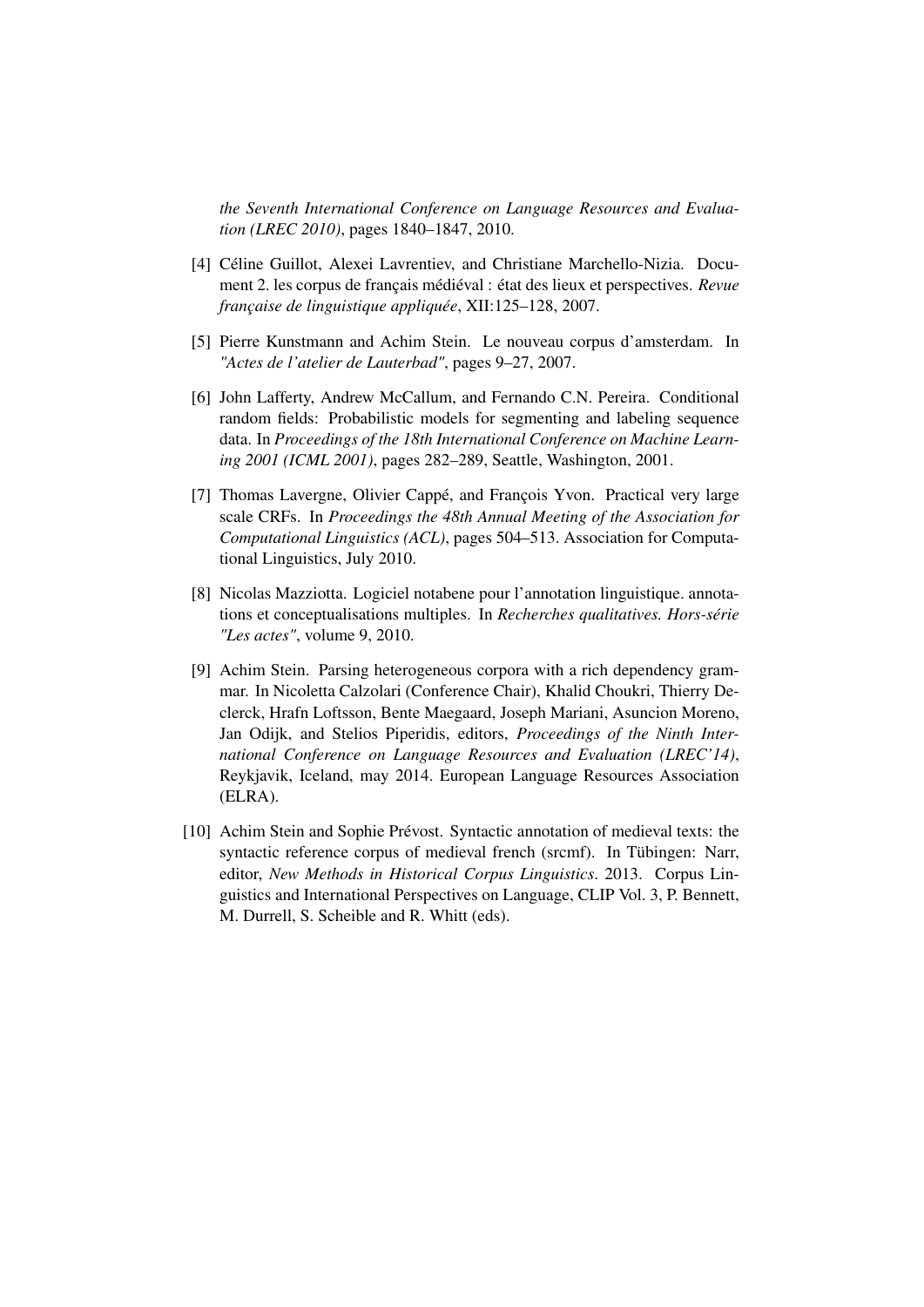*the Seventh International Conference on Language Resources and Evaluation (LREC 2010)*, pages 1840–1847, 2010.

[4] Céline Guillot, Alexei Lavrentiev, and Christiane Marchello-Nizia. Document 2. les corpus de français médiéval : état des lieux et perspectives. *Revue française de linguistique appliquée*, XII:125–128, 2007.

[5] Pierre Kunstmann and Achim Stein. Le nouveau corpus d'amsterdam. In *"Actes de l'atelier de Lauterbad"*, pages 9–27, 2007.

[6] John Lafferty, Andrew McCallum, and Fernando C.N. Pereira. Conditional random fields: Probabilistic models for segmenting and labeling sequence data. In *Proceedings of the 18th International Conference on Machine Learning 2001 (ICML 2001)*, pages 282–289, Seattle, Washington, 2001.

[7] Thomas Lavergne, Olivier Cappé, and François Yvon. Practical very large scale CRFs. In *Proceedings the 48th Annual Meeting of the Association for Computational Linguistics (ACL)*, pages 504–513. Association for Computational Linguistics, July 2010.

[8] Nicolas Mazziotta. Logiciel notabene pour l'annotation linguistique. annotations et conceptualisations multiples. In *Recherches qualitatives. Hors-série "Les actes"*, volume 9, 2010.

[9] Achim Stein. Parsing heterogeneous corpora with a rich dependency grammar. In Nicoletta Calzolari (Conference Chair), Khalid Choukri, Thierry Declerck, Hrafn Loftsson, Bente Maegaard, Joseph Mariani, Asuncion Moreno, Jan Odijk, and Stelios Piperidis, editors, *Proceedings of the Ninth International Conference on Language Resources and Evaluation (LREC'14)*, Reykjavik, Iceland, may 2014. European Language Resources Association (ELRA).

[10] Achim Stein and Sophie Prévost. Syntactic annotation of medieval texts: the syntactic reference corpus of medieval french (srcmf). In Tübingen: Narr, editor, *New Methods in Historical Corpus Linguistics*. 2013. Corpus Linguistics and International Perspectives on Language, CLIP Vol. 3, P. Bennett, M. Durrell, S. Scheible and R. Whitt (eds).